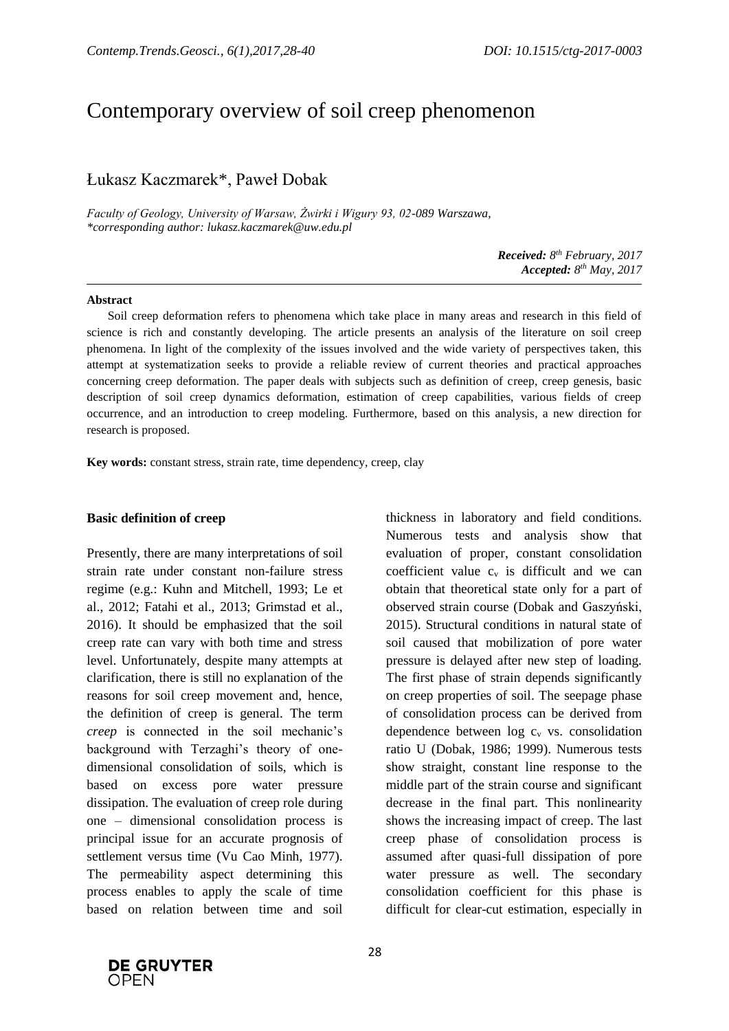# Contemporary overview of soil creep phenomenon

Łukasz Kaczmarek*, Paweł Dobak

*Faculty of Geology, University of Warsaw, Żwirki i Wigury 93, 02-089 Warszawa,*
*\*corresponding author: lukasz.kaczmarek@uw.edu.pl*

***Received:** 8th February, 2017*
***Accepted:** 8th May, 2017*

**Abstract**

Soil creep deformation refers to phenomena which take place in many areas and research in this field of science is rich and constantly developing. The article presents an analysis of the literature on soil creep phenomena. In light of the complexity of the issues involved and the wide variety of perspectives taken, this attempt at systematization seeks to provide a reliable review of current theories and practical approaches concerning creep deformation. The paper deals with subjects such as definition of creep, creep genesis, basic description of soil creep dynamics deformation, estimation of creep capabilities, various fields of creep occurrence, and an introduction to creep modeling. Furthermore, based on this analysis, a new direction for research is proposed.

**Key words:** constant stress, strain rate, time dependency, creep, clay

**Basic definition of creep**

Presently, there are many interpretations of soil strain rate under constant non-failure stress regime (e.g.: Kuhn and Mitchell, 1993; Le et al., 2012; Fatahi et al., 2013; Grimstad et al., 2016). It should be emphasized that the soil creep rate can vary with both time and stress level. Unfortunately, despite many attempts at clarification, there is still no explanation of the reasons for soil creep movement and, hence, the definition of creep is general. The term *creep* is connected in the soil mechanic's background with Terzaghi's theory of one-dimensional consolidation of soils, which is based on excess pore water pressure dissipation. The evaluation of creep role during one – dimensional consolidation process is principal issue for an accurate prognosis of settlement versus time (Vu Cao Minh, 1977). The permeability aspect determining this process enables to apply the scale of time based on relation between time and soil thickness in laboratory and field conditions. Numerous tests and analysis show that evaluation of proper, constant consolidation coefficient value $c_v$ is difficult and we can obtain that theoretical state only for a part of observed strain course (Dobak and Gaszyński, 2015). Structural conditions in natural state of soil caused that mobilization of pore water pressure is delayed after new step of loading. The first phase of strain depends significantly on creep properties of soil. The seepage phase of consolidation process can be derived from dependence between log $c_v$ vs. consolidation ratio U (Dobak, 1986; 1999). Numerous tests show straight, constant line response to the middle part of the strain course and significant decrease in the final part. This nonlinearity shows the increasing impact of creep. The last creep phase of consolidation process is assumed after quasi-full dissipation of pore water pressure as well. The secondary consolidation coefficient for this phase is difficult for clear-cut estimation, especially in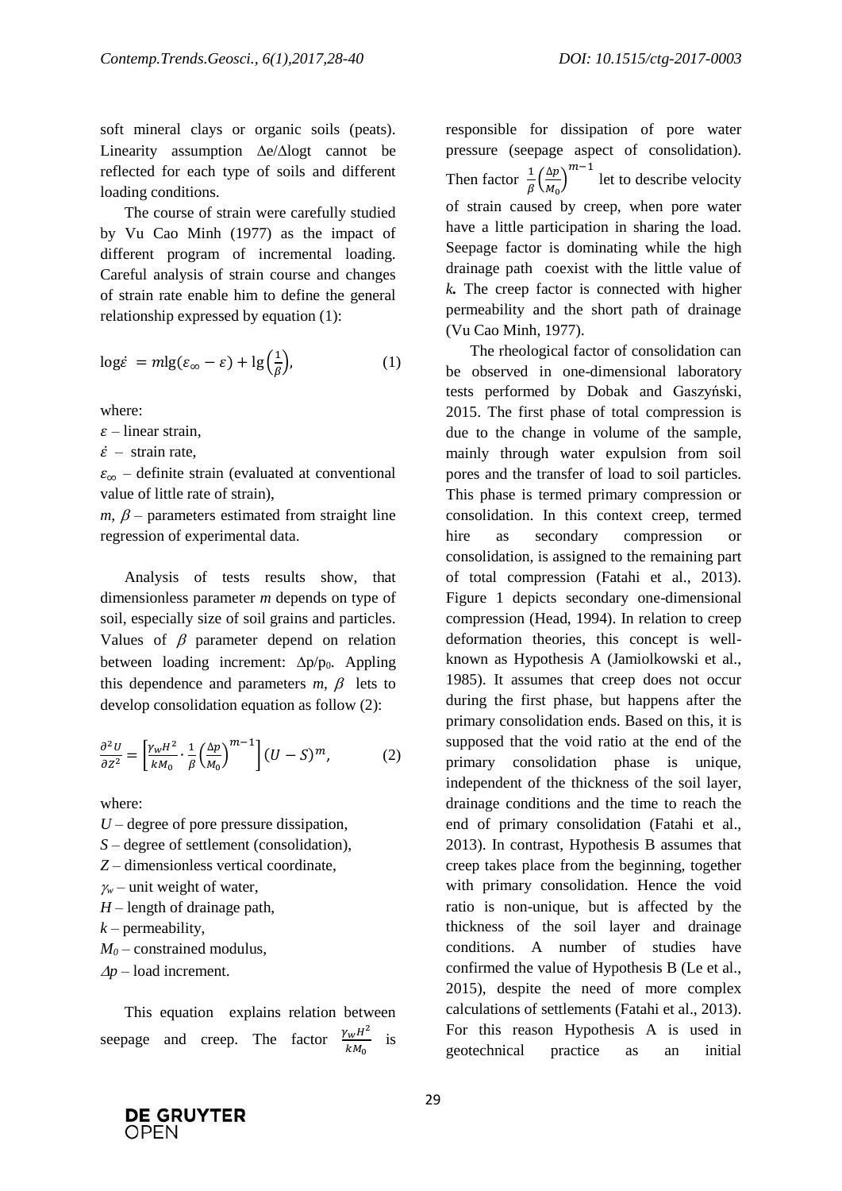soft mineral clays or organic soils (peats). Linearity assumption $\Delta e/\Delta \log t$ cannot be reflected for each type of soils and different loading conditions.

The course of strain were carefully studied by Vu Cao Minh (1977) as the impact of different program of incremental loading. Careful analysis of strain course and changes of strain rate enable him to define the general relationship expressed by equation (1):

$$\log\dot{\varepsilon} = m\lg(\varepsilon_{\infty} - \varepsilon) + \lg\left(\frac{1}{\beta}\right), \tag{1}$$

where:

$\varepsilon$ – linear strain,

$\dot{\varepsilon}$ – strain rate,

$\varepsilon_{\infty}$ – definite strain (evaluated at conventional value of little rate of strain),

$m$, $\beta$ – parameters estimated from straight line regression of experimental data.

Analysis of tests results show, that dimensionless parameter $m$ depends on type of soil, especially size of soil grains and particles. Values of $\beta$ parameter depend on relation between loading increment: $\Delta p/p_0$. Appling this dependence and parameters $m$, $\beta$ lets to develop consolidation equation as follow (2):

$$\frac{\partial^2 U}{\partial Z^2} = \left[\frac{\gamma_w H^2}{k M_0} \cdot \frac{1}{\beta}\left(\frac{\Delta p}{M_0}\right)^{m-1}\right](U - S)^m, \tag{2}$$

where:

$U$ – degree of pore pressure dissipation,

$S$ – degree of settlement (consolidation),

$Z$ – dimensionless vertical coordinate,

$\gamma_w$ – unit weight of water,

$H$ – length of drainage path,

$k$ – permeability,

$M_0$ – constrained modulus,

$\Delta p$ – load increment.

This equation explains relation between seepage and creep. The factor $\frac{\gamma_w H^2}{k M_0}$ is responsible for dissipation of pore water pressure (seepage aspect of consolidation). Then factor $\frac{1}{\beta}\left(\frac{\Delta p}{M_0}\right)^{m-1}$ let to describe velocity of strain caused by creep, when pore water have a little participation in sharing the load. Seepage factor is dominating while the high drainage path coexist with the little value of ***k***. The creep factor is connected with higher permeability and the short path of drainage (Vu Cao Minh, 1977).

The rheological factor of consolidation can be observed in one-dimensional laboratory tests performed by Dobak and Gaszyński, 2015. The first phase of total compression is due to the change in volume of the sample, mainly through water expulsion from soil pores and the transfer of load to soil particles. This phase is termed primary compression or consolidation. In this context creep, termed hire as secondary compression or consolidation, is assigned to the remaining part of total compression (Fatahi et al., 2013). Figure 1 depicts secondary one-dimensional compression (Head, 1994). In relation to creep deformation theories, this concept is well-known as Hypothesis A (Jamiolkowski et al., 1985). It assumes that creep does not occur during the first phase, but happens after the primary consolidation ends. Based on this, it is supposed that the void ratio at the end of the primary consolidation phase is unique, independent of the thickness of the soil layer, drainage conditions and the time to reach the end of primary consolidation (Fatahi et al., 2013). In contrast, Hypothesis B assumes that creep takes place from the beginning, together with primary consolidation. Hence the void ratio is non-unique, but is affected by the thickness of the soil layer and drainage conditions. A number of studies have confirmed the value of Hypothesis B (Le et al., 2015), despite the need of more complex calculations of settlements (Fatahi et al., 2013). For this reason Hypothesis A is used in geotechnical practice as an initial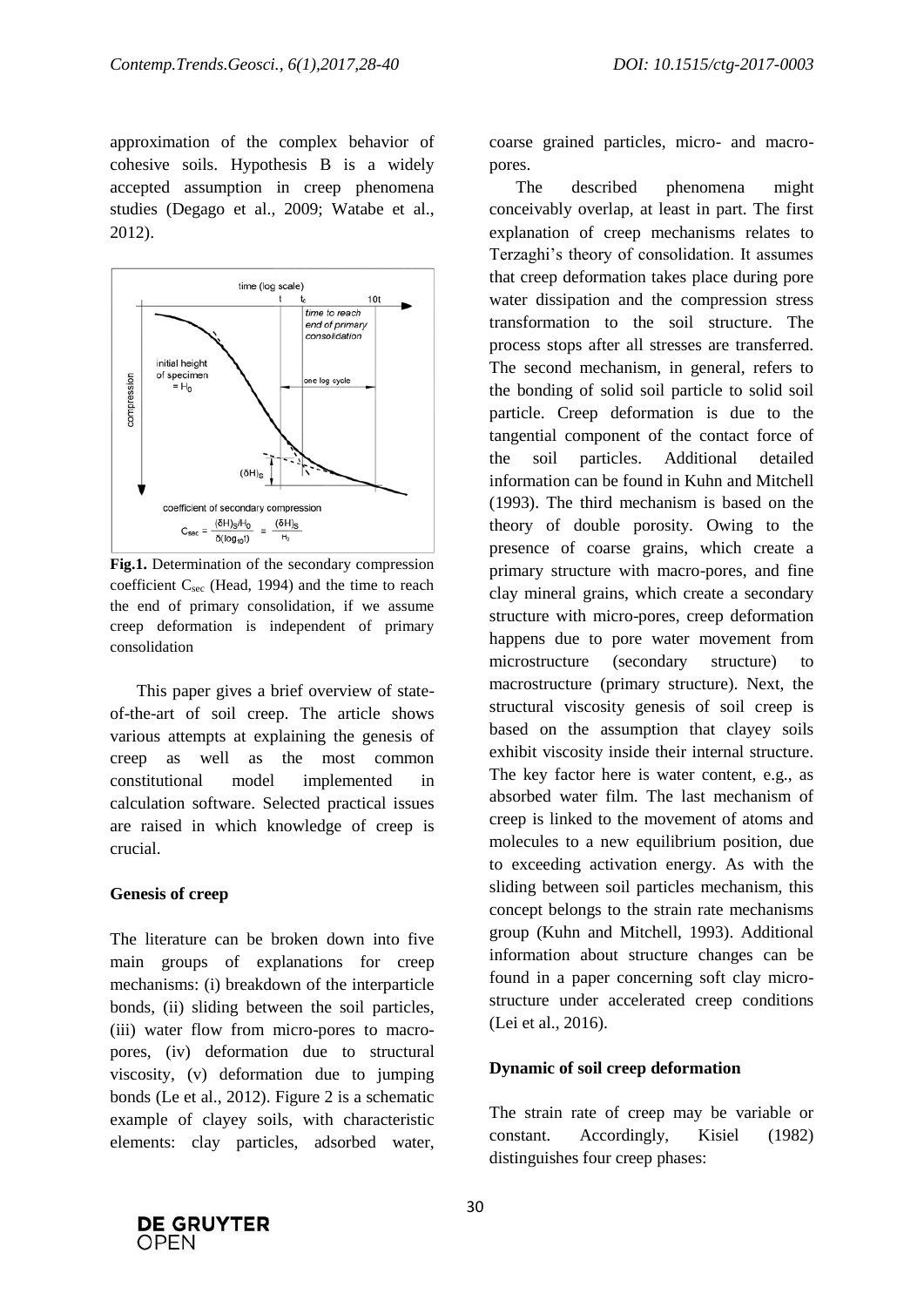approximation of the complex behavior of cohesive soils. Hypothesis B is a widely accepted assumption in creep phenomena studies (Degago et al., 2009; Watabe et al., 2012).

**Fig.1.** Determination of the secondary compression coefficient $C_{sec}$ (Head, 1994) and the time to reach the end of primary consolidation, if we assume creep deformation is independent of primary consolidation

This paper gives a brief overview of state-of-the-art of soil creep. The article shows various attempts at explaining the genesis of creep as well as the most common constitutional model implemented in calculation software. Selected practical issues are raised in which knowledge of creep is crucial.

**Genesis of creep**

The literature can be broken down into five main groups of explanations for creep mechanisms: (i) breakdown of the interparticle bonds, (ii) sliding between the soil particles, (iii) water flow from micro-pores to macro-pores, (iv) deformation due to structural viscosity, (v) deformation due to jumping bonds (Le et al., 2012). Figure 2 is a schematic example of clayey soils, with characteristic elements: clay particles, adsorbed water, coarse grained particles, micro- and macro-pores.

The described phenomena might conceivably overlap, at least in part. The first explanation of creep mechanisms relates to Terzaghi's theory of consolidation. It assumes that creep deformation takes place during pore water dissipation and the compression stress transformation to the soil structure. The process stops after all stresses are transferred. The second mechanism, in general, refers to the bonding of solid soil particle to solid soil particle. Creep deformation is due to the tangential component of the contact force of the soil particles. Additional detailed information can be found in Kuhn and Mitchell (1993). The third mechanism is based on the theory of double porosity. Owing to the presence of coarse grains, which create a primary structure with macro-pores, and fine clay mineral grains, which create a secondary structure with micro-pores, creep deformation happens due to pore water movement from microstructure (secondary structure) to macrostructure (primary structure). Next, the structural viscosity genesis of soil creep is based on the assumption that clayey soils exhibit viscosity inside their internal structure. The key factor here is water content, e.g., as absorbed water film. The last mechanism of creep is linked to the movement of atoms and molecules to a new equilibrium position, due to exceeding activation energy. As with the sliding between soil particles mechanism, this concept belongs to the strain rate mechanisms group (Kuhn and Mitchell, 1993). Additional information about structure changes can be found in a paper concerning soft clay micro-structure under accelerated creep conditions (Lei et al., 2016).

**Dynamic of soil creep deformation**

The strain rate of creep may be variable or constant. Accordingly, Kisiel (1982) distinguishes four creep phases: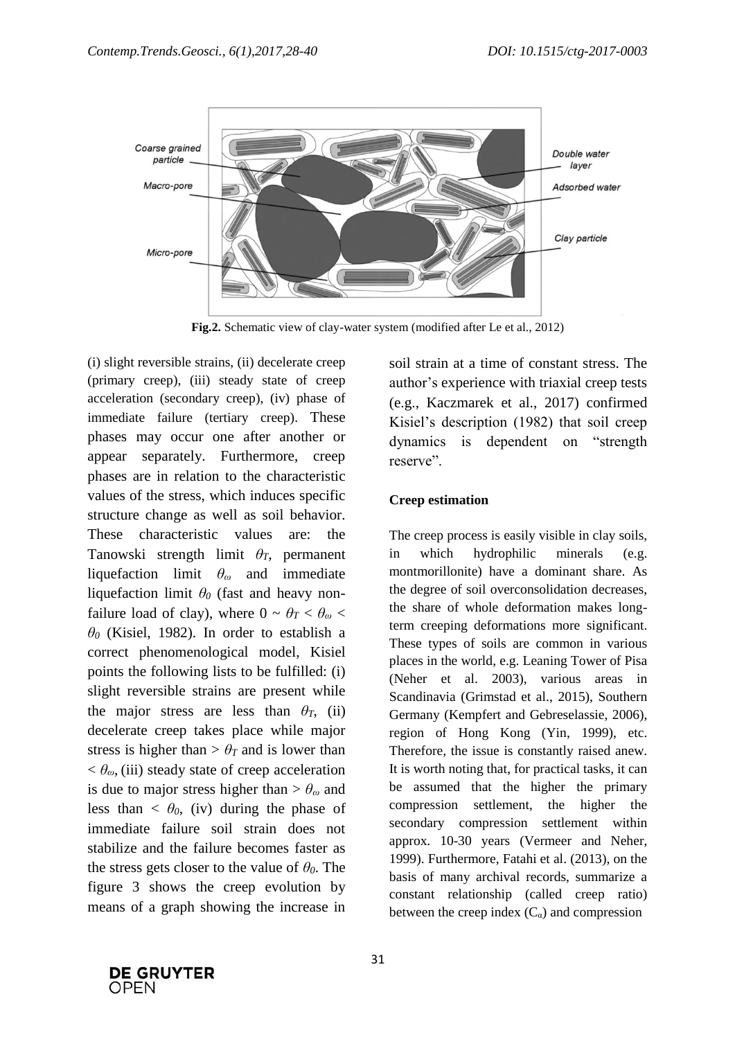Fig.2. Schematic view of clay-water system (modified after Le et al., 2012)

(i) slight reversible strains, (ii) decelerate creep (primary creep), (iii) steady state of creep acceleration (secondary creep), (iv) phase of immediate failure (tertiary creep). These phases may occur one after another or appear separately. Furthermore, creep phases are in relation to the characteristic values of the stress, which induces specific structure change as well as soil behavior. These characteristic values are: the Tanowski strength limit $\theta_T$, permanent liquefaction limit $\theta_\omega$ and immediate liquefaction limit $\theta_0$ (fast and heavy non-failure load of clay), where $0 \sim \theta_T < \theta_\omega < \theta_0$ (Kisiel, 1982). In order to establish a correct phenomenological model, Kisiel points the following lists to be fulfilled: (i) slight reversible strains are present while the major stress are less than $\theta_T$, (ii) decelerate creep takes place while major stress is higher than $> \theta_T$ and is lower than $< \theta_\omega$, (iii) steady state of creep acceleration is due to major stress higher than $> \theta_\omega$ and less than $< \theta_0$, (iv) during the phase of immediate failure soil strain does not stabilize and the failure becomes faster as the stress gets closer to the value of $\theta_0$. The figure 3 shows the creep evolution by means of a graph showing the increase in soil strain at a time of constant stress. The author's experience with triaxial creep tests (e.g., Kaczmarek et al., 2017) confirmed Kisiel's description (1982) that soil creep dynamics is dependent on "strength reserve".

**Creep estimation**

The creep process is easily visible in clay soils, in which hydrophilic minerals (e.g. montmorillonite) have a dominant share. As the degree of soil overconsolidation decreases, the share of whole deformation makes long-term creeping deformations more significant. These types of soils are common in various places in the world, e.g. Leaning Tower of Pisa (Neher et al. 2003), various areas in Scandinavia (Grimstad et al., 2015), Southern Germany (Kempfert and Gebreselassie, 2006), region of Hong Kong (Yin, 1999), etc. Therefore, the issue is constantly raised anew. It is worth noting that, for practical tasks, it can be assumed that the higher the primary compression settlement, the higher the secondary compression settlement within approx. 10-30 years (Vermeer and Neher, 1999). Furthermore, Fatahi et al. (2013), on the basis of many archival records, summarize a constant relationship (called creep ratio) between the creep index ($C_\alpha$) and compression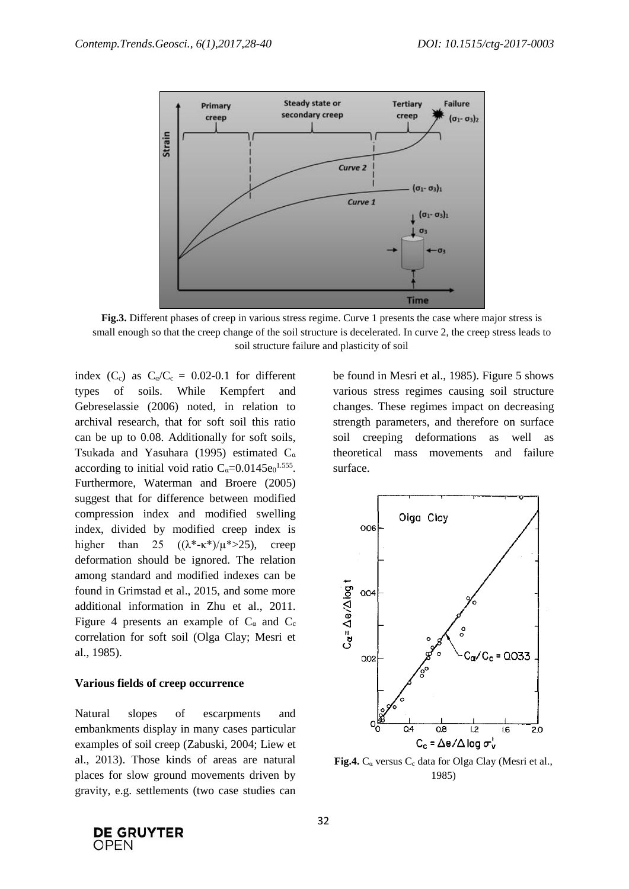**Fig.3.** Different phases of creep in various stress regime. Curve 1 presents the case where major stress is small enough so that the creep change of the soil structure is decelerated. In curve 2, the creep stress leads to soil structure failure and plasticity of soil

index ($C_c$) as $C_\alpha/C_c$ = 0.02-0.1 for different types of soils. While Kempfert and Gebreselassie (2006) noted, in relation to archival research, that for soft soil this ratio can be up to 0.08. Additionally for soft soils, Tsukada and Yasuhara (1995) estimated $C_\alpha$ according to initial void ratio $C_\alpha=0.0145e_0^{1.555}$. Furthermore, Waterman and Broere (2005) suggest that for difference between modified compression index and modified swelling index, divided by modified creep index is higher than 25 ($(\lambda^*-\kappa^*)/\mu^*>25$), creep deformation should be ignored. The relation among standard and modified indexes can be found in Grimstad et al., 2015, and some more additional information in Zhu et al., 2011. Figure 4 presents an example of $C_\alpha$ and $C_c$ correlation for soft soil (Olga Clay; Mesri et al., 1985).

**Various fields of creep occurrence**

Natural slopes of escarpments and embankments display in many cases particular examples of soil creep (Zabuski, 2004; Liew et al., 2013). Those kinds of areas are natural places for slow ground movements driven by gravity, e.g. settlements (two case studies can be found in Mesri et al., 1985). Figure 5 shows various stress regimes causing soil structure changes. These regimes impact on decreasing strength parameters, and therefore on surface soil creeping deformations as well as theoretical mass movements and failure surface.

**Fig.4.** $C_\alpha$ versus $C_c$ data for Olga Clay (Mesri et al., 1985)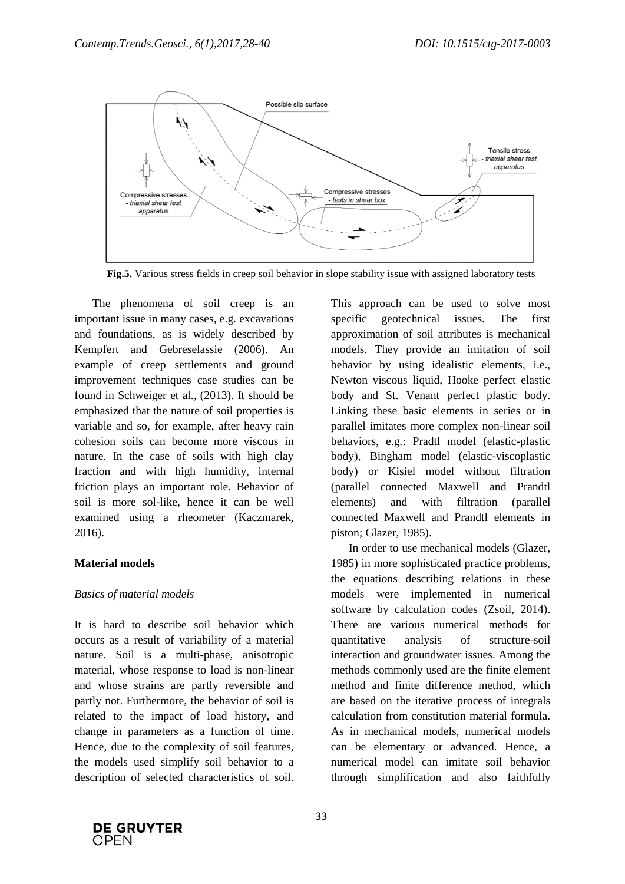**Fig.5.** Various stress fields in creep soil behavior in slope stability issue with assigned laboratory tests

The phenomena of soil creep is an important issue in many cases, e.g. excavations and foundations, as is widely described by Kempfert and Gebreselassie (2006). An example of creep settlements and ground improvement techniques case studies can be found in Schweiger et al., (2013). It should be emphasized that the nature of soil properties is variable and so, for example, after heavy rain cohesion soils can become more viscous in nature. In the case of soils with high clay fraction and with high humidity, internal friction plays an important role. Behavior of soil is more sol-like, hence it can be well examined using a rheometer (Kaczmarek, 2016).

## Material models

### *Basics of material models*

It is hard to describe soil behavior which occurs as a result of variability of a material nature. Soil is a multi-phase, anisotropic material, whose response to load is non-linear and whose strains are partly reversible and partly not. Furthermore, the behavior of soil is related to the impact of load history, and change in parameters as a function of time. Hence, due to the complexity of soil features, the models used simplify soil behavior to a description of selected characteristics of soil. This approach can be used to solve most specific geotechnical issues. The first approximation of soil attributes is mechanical models. They provide an imitation of soil behavior by using idealistic elements, i.e., Newton viscous liquid, Hooke perfect elastic body and St. Venant perfect plastic body. Linking these basic elements in series or in parallel imitates more complex non-linear soil behaviors, e.g.: Pradtl model (elastic-plastic body), Bingham model (elastic-viscoplastic body) or Kisiel model without filtration (parallel connected Maxwell and Prandtl elements) and with filtration (parallel connected Maxwell and Prandtl elements in piston; Glazer, 1985).

In order to use mechanical models (Glazer, 1985) in more sophisticated practice problems, the equations describing relations in these models were implemented in numerical software by calculation codes (Zsoil, 2014). There are various numerical methods for quantitative analysis of structure-soil interaction and groundwater issues. Among the methods commonly used are the finite element method and finite difference method, which are based on the iterative process of integrals calculation from constitution material formula. As in mechanical models, numerical models can be elementary or advanced. Hence, a numerical model can imitate soil behavior through simplification and also faithfully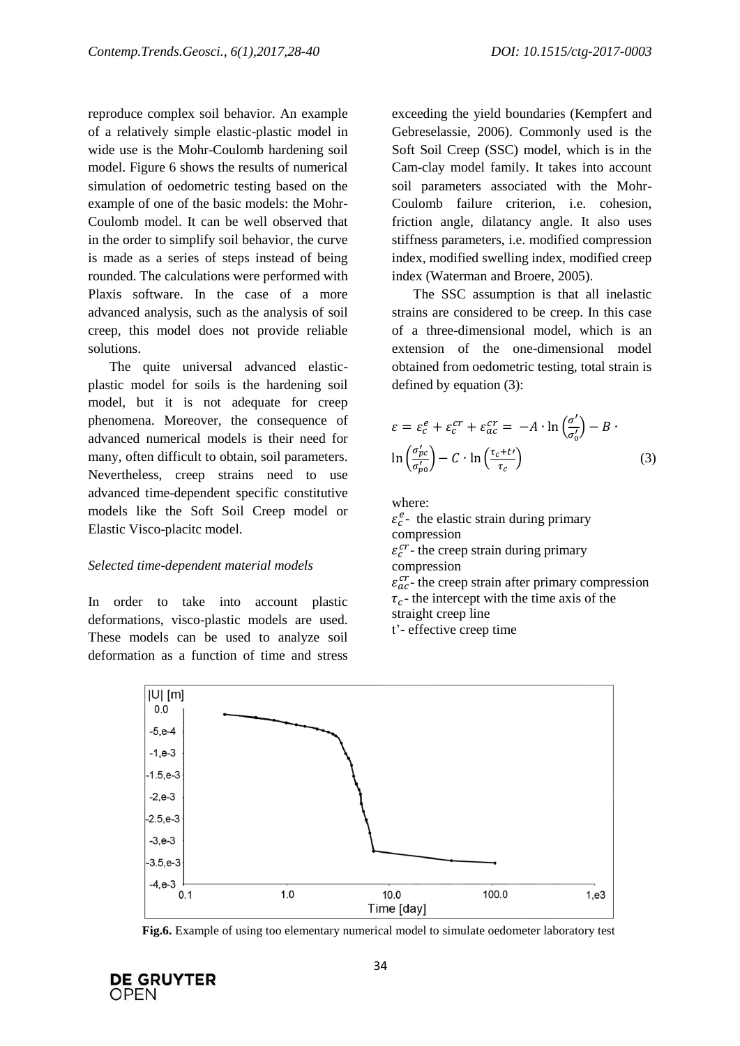reproduce complex soil behavior. An example of a relatively simple elastic-plastic model in wide use is the Mohr-Coulomb hardening soil model. Figure 6 shows the results of numerical simulation of oedometric testing based on the example of one of the basic models: the Mohr-Coulomb model. It can be well observed that in the order to simplify soil behavior, the curve is made as a series of steps instead of being rounded. The calculations were performed with Plaxis software. In the case of a more advanced analysis, such as the analysis of soil creep, this model does not provide reliable solutions.

The quite universal advanced elastic-plastic model for soils is the hardening soil model, but it is not adequate for creep phenomena. Moreover, the consequence of advanced numerical models is their need for many, often difficult to obtain, soil parameters. Nevertheless, creep strains need to use advanced time-dependent specific constitutive models like the Soft Soil Creep model or Elastic Visco-placitc model.

*Selected time-dependent material models*

In order to take into account plastic deformations, visco-plastic models are used. These models can be used to analyze soil deformation as a function of time and stress exceeding the yield boundaries (Kempfert and Gebreselassie, 2006). Commonly used is the Soft Soil Creep (SSC) model, which is in the Cam-clay model family. It takes into account soil parameters associated with the Mohr-Coulomb failure criterion, i.e. cohesion, friction angle, dilatancy angle. It also uses stiffness parameters, i.e. modified compression index, modified swelling index, modified creep index (Waterman and Broere, 2005).

The SSC assumption is that all inelastic strains are considered to be creep. In this case of a three-dimensional model, which is an extension of the one-dimensional model obtained from oedometric testing, total strain is defined by equation (3):

$$\varepsilon = \varepsilon_c^e + \varepsilon_c^{cr} + \varepsilon_{ac}^{cr} = -A \cdot \ln\left(\frac{\sigma'}{\sigma_0'}\right) - B \cdot \ln\left(\frac{\sigma_{pc}'}{\sigma_{p0}'}\right) - C \cdot \ln\left(\frac{\tau_c + t'}{\tau_c}\right) \tag{3}$$

where:
$\varepsilon_c^e$ - the elastic strain during primary compression
$\varepsilon_c^{cr}$ - the creep strain during primary compression
$\varepsilon_{ac}^{cr}$ - the creep strain after primary compression
$\tau_c$ - the intercept with the time axis of the straight creep line
t'- effective creep time

**Fig.6.** Example of using too elementary numerical model to simulate oedometer laboratory test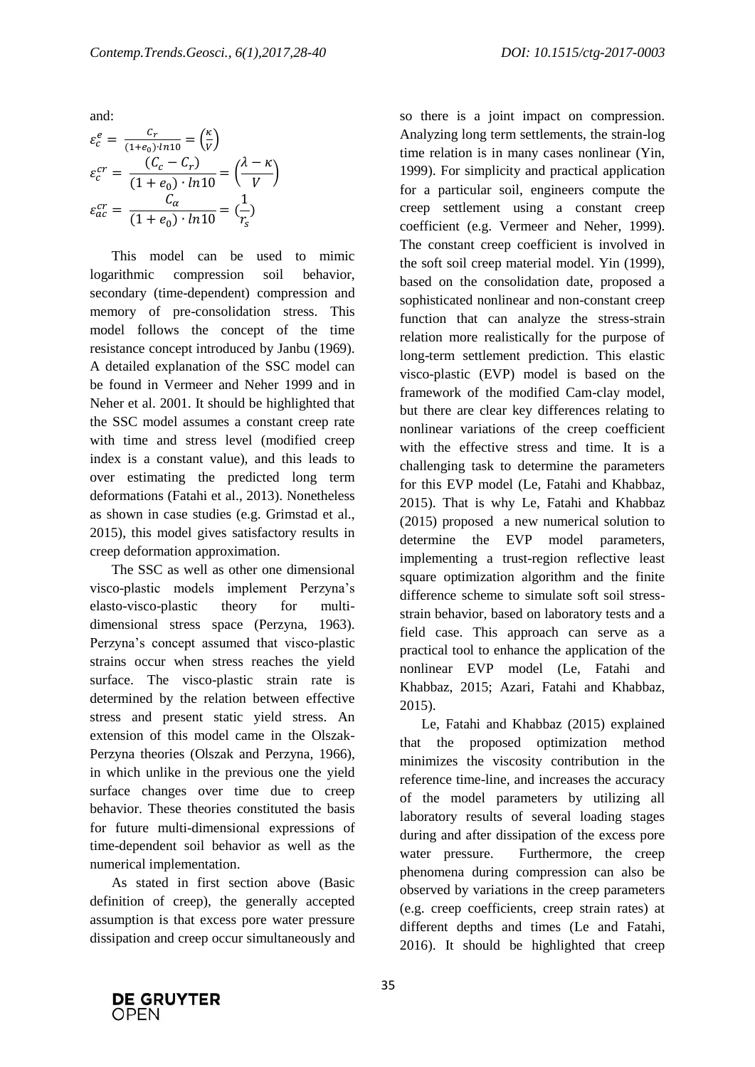and:

$$\varepsilon_c^e = \frac{C_r}{(1+e_0)\cdot ln10} = \left(\frac{\kappa}{V}\right)$$

$$\varepsilon_c^{cr} = \frac{(C_c - C_r)}{(1+e_0)\cdot ln10} = \left(\frac{\lambda - \kappa}{V}\right)$$

$$\varepsilon_{ac}^{cr} = \frac{C_\alpha}{(1+e_0)\cdot ln10} = (\frac{1}{r_s})$$

This model can be used to mimic logarithmic compression soil behavior, secondary (time-dependent) compression and memory of pre-consolidation stress. This model follows the concept of the time resistance concept introduced by Janbu (1969). A detailed explanation of the SSC model can be found in Vermeer and Neher 1999 and in Neher et al. 2001. It should be highlighted that the SSC model assumes a constant creep rate with time and stress level (modified creep index is a constant value), and this leads to over estimating the predicted long term deformations (Fatahi et al., 2013). Nonetheless as shown in case studies (e.g. Grimstad et al., 2015), this model gives satisfactory results in creep deformation approximation.

The SSC as well as other one dimensional visco-plastic models implement Perzyna's elasto-visco-plastic theory for multi-dimensional stress space (Perzyna, 1963). Perzyna's concept assumed that visco-plastic strains occur when stress reaches the yield surface. The visco-plastic strain rate is determined by the relation between effective stress and present static yield stress. An extension of this model came in the Olszak-Perzyna theories (Olszak and Perzyna, 1966), in which unlike in the previous one the yield surface changes over time due to creep behavior. These theories constituted the basis for future multi-dimensional expressions of time-dependent soil behavior as well as the numerical implementation.

As stated in first section above (Basic definition of creep), the generally accepted assumption is that excess pore water pressure dissipation and creep occur simultaneously and so there is a joint impact on compression. Analyzing long term settlements, the strain-log time relation is in many cases nonlinear (Yin, 1999). For simplicity and practical application for a particular soil, engineers compute the creep settlement using a constant creep coefficient (e.g. Vermeer and Neher, 1999). The constant creep coefficient is involved in the soft soil creep material model. Yin (1999), based on the consolidation date, proposed a sophisticated nonlinear and non-constant creep function that can analyze the stress-strain relation more realistically for the purpose of long-term settlement prediction. This elastic visco-plastic (EVP) model is based on the framework of the modified Cam-clay model, but there are clear key differences relating to nonlinear variations of the creep coefficient with the effective stress and time. It is a challenging task to determine the parameters for this EVP model (Le, Fatahi and Khabbaz, 2015). That is why Le, Fatahi and Khabbaz (2015) proposed a new numerical solution to determine the EVP model parameters, implementing a trust-region reflective least square optimization algorithm and the finite difference scheme to simulate soft soil stress-strain behavior, based on laboratory tests and a field case. This approach can serve as a practical tool to enhance the application of the nonlinear EVP model (Le, Fatahi and Khabbaz, 2015; Azari, Fatahi and Khabbaz, 2015).

Le, Fatahi and Khabbaz (2015) explained that the proposed optimization method minimizes the viscosity contribution in the reference time-line, and increases the accuracy of the model parameters by utilizing all laboratory results of several loading stages during and after dissipation of the excess pore water pressure. Furthermore, the creep phenomena during compression can also be observed by variations in the creep parameters (e.g. creep coefficients, creep strain rates) at different depths and times (Le and Fatahi, 2016). It should be highlighted that creep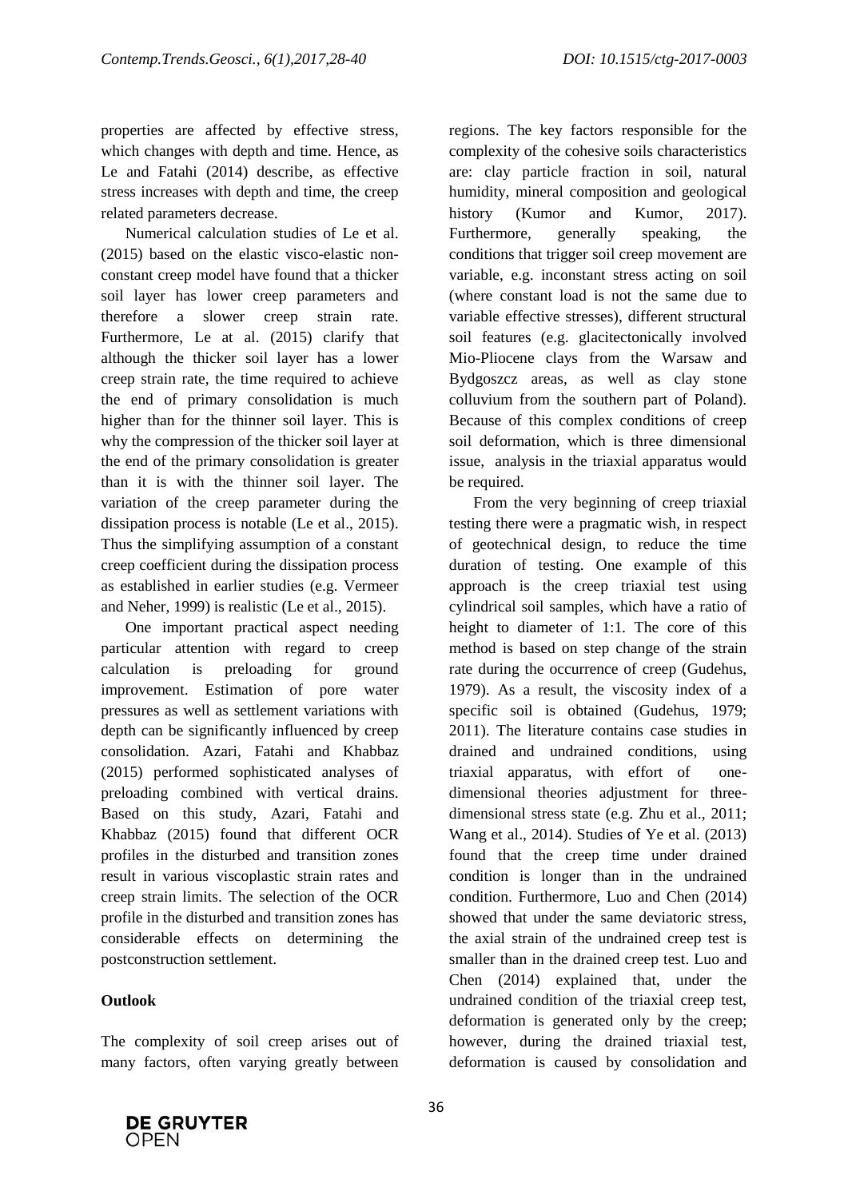properties are affected by effective stress, which changes with depth and time. Hence, as Le and Fatahi (2014) describe, as effective stress increases with depth and time, the creep related parameters decrease.

Numerical calculation studies of Le et al. (2015) based on the elastic visco-elastic non-constant creep model have found that a thicker soil layer has lower creep parameters and therefore a slower creep strain rate. Furthermore, Le at al. (2015) clarify that although the thicker soil layer has a lower creep strain rate, the time required to achieve the end of primary consolidation is much higher than for the thinner soil layer. This is why the compression of the thicker soil layer at the end of the primary consolidation is greater than it is with the thinner soil layer. The variation of the creep parameter during the dissipation process is notable (Le et al., 2015). Thus the simplifying assumption of a constant creep coefficient during the dissipation process as established in earlier studies (e.g. Vermeer and Neher, 1999) is realistic (Le et al., 2015).

One important practical aspect needing particular attention with regard to creep calculation is preloading for ground improvement. Estimation of pore water pressures as well as settlement variations with depth can be significantly influenced by creep consolidation. Azari, Fatahi and Khabbaz (2015) performed sophisticated analyses of preloading combined with vertical drains. Based on this study, Azari, Fatahi and Khabbaz (2015) found that different OCR profiles in the disturbed and transition zones result in various viscoplastic strain rates and creep strain limits. The selection of the OCR profile in the disturbed and transition zones has considerable effects on determining the postconstruction settlement.

**Outlook**

The complexity of soil creep arises out of many factors, often varying greatly between regions. The key factors responsible for the complexity of the cohesive soils characteristics are: clay particle fraction in soil, natural humidity, mineral composition and geological history (Kumor and Kumor, 2017). Furthermore, generally speaking, the conditions that trigger soil creep movement are variable, e.g. inconstant stress acting on soil (where constant load is not the same due to variable effective stresses), different structural soil features (e.g. glacitectonically involved Mio-Pliocene clays from the Warsaw and Bydgoszcz areas, as well as clay stone colluvium from the southern part of Poland). Because of this complex conditions of creep soil deformation, which is three dimensional issue, analysis in the triaxial apparatus would be required.

From the very beginning of creep triaxial testing there were a pragmatic wish, in respect of geotechnical design, to reduce the time duration of testing. One example of this approach is the creep triaxial test using cylindrical soil samples, which have a ratio of height to diameter of 1:1. The core of this method is based on step change of the strain rate during the occurrence of creep (Gudehus, 1979). As a result, the viscosity index of a specific soil is obtained (Gudehus, 1979; 2011). The literature contains case studies in drained and undrained conditions, using triaxial apparatus, with effort of one-dimensional theories adjustment for three-dimensional stress state (e.g. Zhu et al., 2011; Wang et al., 2014). Studies of Ye et al. (2013) found that the creep time under drained condition is longer than in the undrained condition. Furthermore, Luo and Chen (2014) showed that under the same deviatoric stress, the axial strain of the undrained creep test is smaller than in the drained creep test. Luo and Chen (2014) explained that, under the undrained condition of the triaxial creep test, deformation is generated only by the creep; however, during the drained triaxial test, deformation is caused by consolidation and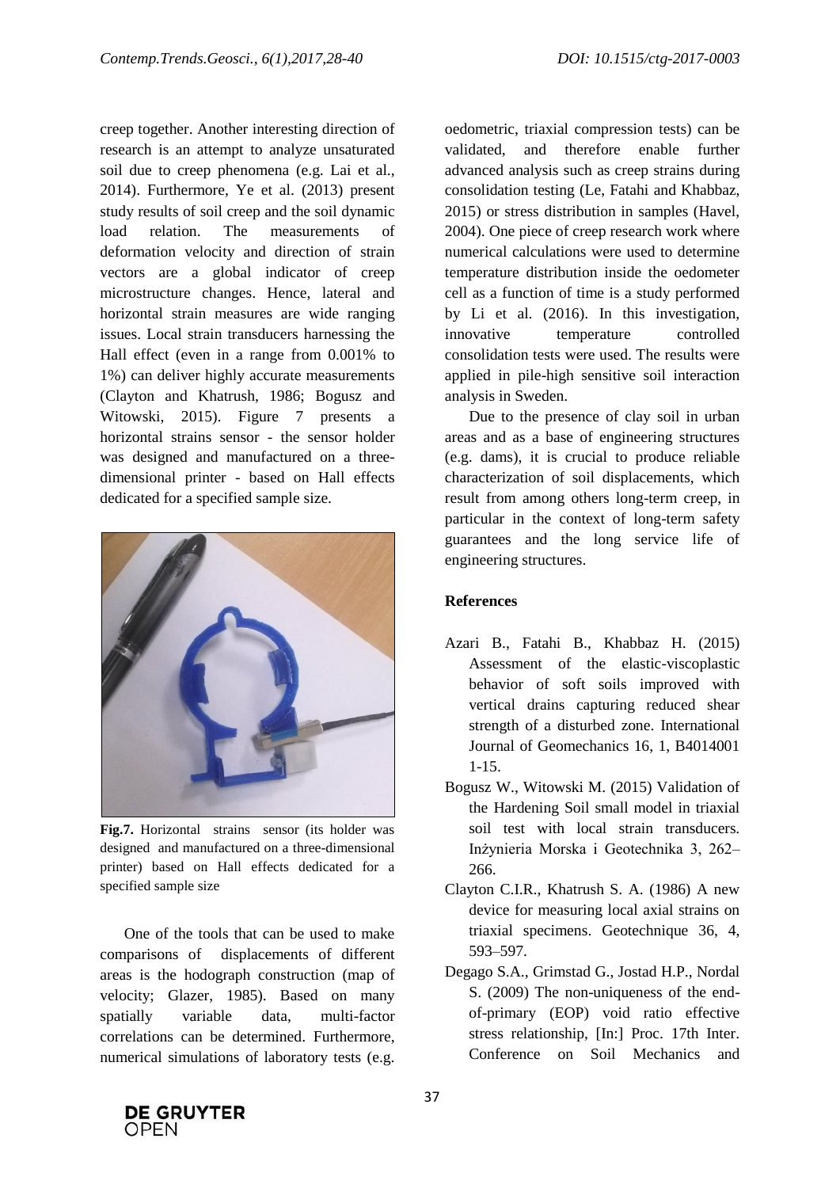creep together. Another interesting direction of research is an attempt to analyze unsaturated soil due to creep phenomena (e.g. Lai et al., 2014). Furthermore, Ye et al. (2013) present study results of soil creep and the soil dynamic load relation. The measurements of deformation velocity and direction of strain vectors are a global indicator of creep microstructure changes. Hence, lateral and horizontal strain measures are wide ranging issues. Local strain transducers harnessing the Hall effect (even in a range from 0.001% to 1%) can deliver highly accurate measurements (Clayton and Khatrush, 1986; Bogusz and Witowski, 2015). Figure 7 presents a horizontal strains sensor - the sensor holder was designed and manufactured on a three-dimensional printer - based on Hall effects dedicated for a specified sample size.

**Fig.7.** Horizontal strains sensor (its holder was designed and manufactured on a three-dimensional printer) based on Hall effects dedicated for a specified sample size

One of the tools that can be used to make comparisons of displacements of different areas is the hodograph construction (map of velocity; Glazer, 1985). Based on many spatially variable data, multi-factor correlations can be determined. Furthermore, numerical simulations of laboratory tests (e.g. oedometric, triaxial compression tests) can be validated, and therefore enable further advanced analysis such as creep strains during consolidation testing (Le, Fatahi and Khabbaz, 2015) or stress distribution in samples (Havel, 2004). One piece of creep research work where numerical calculations were used to determine temperature distribution inside the oedometer cell as a function of time is a study performed by Li et al. (2016). In this investigation, innovative temperature controlled consolidation tests were used. The results were applied in pile-high sensitive soil interaction analysis in Sweden.

Due to the presence of clay soil in urban areas and as a base of engineering structures (e.g. dams), it is crucial to produce reliable characterization of soil displacements, which result from among others long-term creep, in particular in the context of long-term safety guarantees and the long service life of engineering structures.

## References

- Azari B., Fatahi B., Khabbaz H. (2015) Assessment of the elastic-viscoplastic behavior of soft soils improved with vertical drains capturing reduced shear strength of a disturbed zone. International Journal of Geomechanics 16, 1, B4014001 1-15.
- Bogusz W., Witowski M. (2015) Validation of the Hardening Soil small model in triaxial soil test with local strain transducers. Inżynieria Morska i Geotechnika 3, 262–266.
- Clayton C.I.R., Khatrush S. A. (1986) A new device for measuring local axial strains on triaxial specimens. Geotechnique 36, 4, 593–597.
- Degago S.A., Grimstad G., Jostad H.P., Nordal S. (2009) The non-uniqueness of the end-of-primary (EOP) void ratio effective stress relationship, [In:] Proc. 17th Inter. Conference on Soil Mechanics and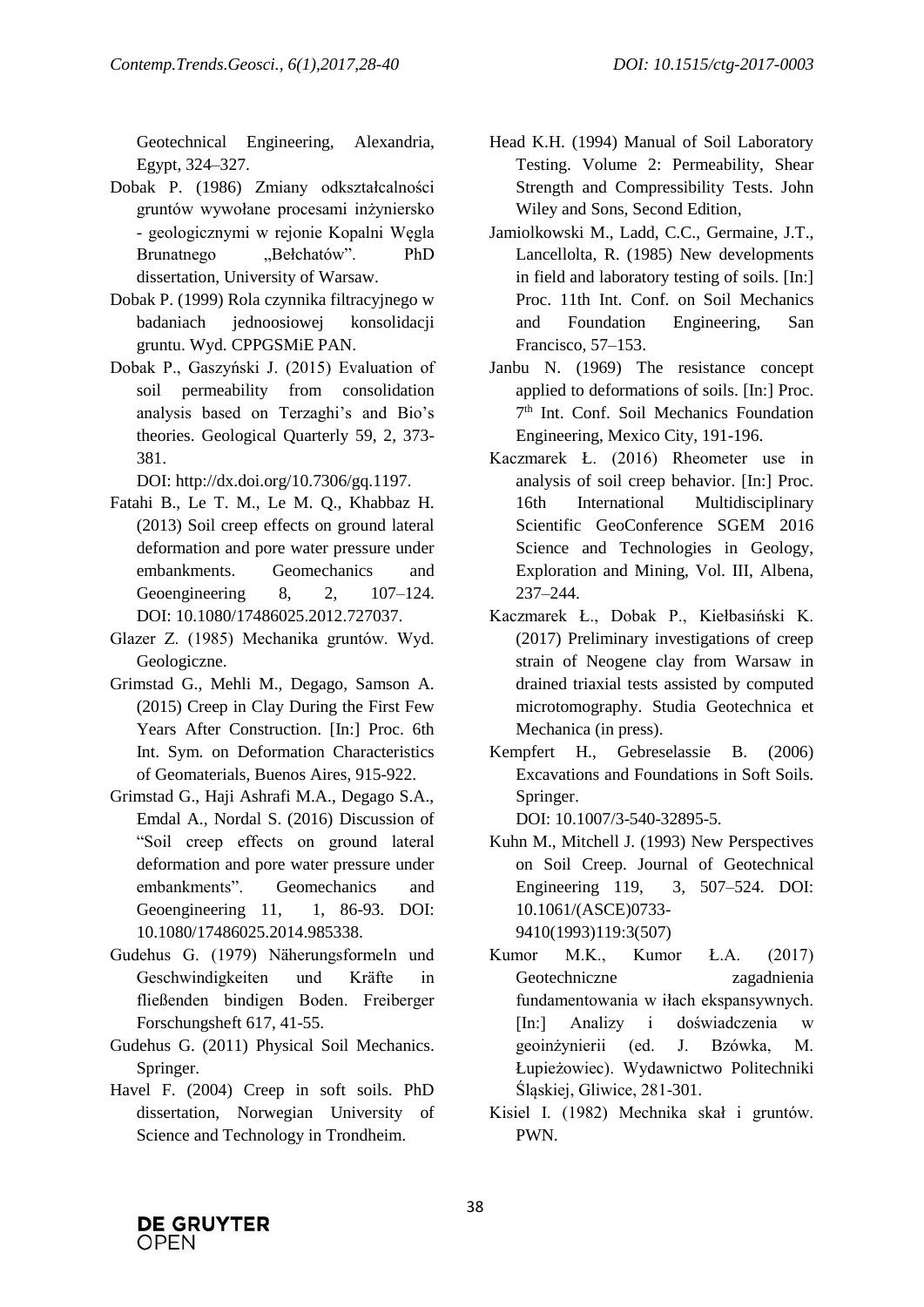Geotechnical Engineering, Alexandria, Egypt, 324–327.

Dobak P. (1986) Zmiany odkształcalności gruntów wywołane procesami inżyniersko - geologicznymi w rejonie Kopalni Węgla Brunatnego „Bełchatów". PhD dissertation, University of Warsaw.

Dobak P. (1999) Rola czynnika filtracyjnego w badaniach jednoosiowej konsolidacji gruntu. Wyd. CPPGSMiE PAN.

Dobak P., Gaszyński J. (2015) Evaluation of soil permeability from consolidation analysis based on Terzaghi's and Bio's theories. Geological Quarterly 59, 2, 373-381. DOI: http://dx.doi.org/10.7306/gq.1197.

Fatahi B., Le T. M., Le M. Q., Khabbaz H. (2013) Soil creep effects on ground lateral deformation and pore water pressure under embankments. Geomechanics and Geoengineering 8, 2, 107–124. DOI: 10.1080/17486025.2012.727037.

Glazer Z. (1985) Mechanika gruntów. Wyd. Geologiczne.

Grimstad G., Mehli M., Degago, Samson A. (2015) Creep in Clay During the First Few Years After Construction. [In:] Proc. 6th Int. Sym. on Deformation Characteristics of Geomaterials, Buenos Aires, 915-922.

Grimstad G., Haji Ashrafi M.A., Degago S.A., Emdal A., Nordal S. (2016) Discussion of "Soil creep effects on ground lateral deformation and pore water pressure under embankments". Geomechanics and Geoengineering 11, 1, 86-93. DOI: 10.1080/17486025.2014.985338.

Gudehus G. (1979) Näherungsformeln und Geschwindigkeiten und Kräfte in fließenden bindigen Boden. Freiberger Forschungsheft 617, 41-55.

Gudehus G. (2011) Physical Soil Mechanics. Springer.

Havel F. (2004) Creep in soft soils. PhD dissertation, Norwegian University of Science and Technology in Trondheim.

Head K.H. (1994) Manual of Soil Laboratory Testing. Volume 2: Permeability, Shear Strength and Compressibility Tests. John Wiley and Sons, Second Edition,

Jamiolkowski M., Ladd, C.C., Germaine, J.T., Lancellolta, R. (1985) New developments in field and laboratory testing of soils. [In:] Proc. 11th Int. Conf. on Soil Mechanics and Foundation Engineering, San Francisco, 57–153.

Janbu N. (1969) The resistance concept applied to deformations of soils. [In:] Proc. 7th Int. Conf. Soil Mechanics Foundation Engineering, Mexico City, 191-196.

Kaczmarek Ł. (2016) Rheometer use in analysis of soil creep behavior. [In:] Proc. 16th International Multidisciplinary Scientific GeoConference SGEM 2016 Science and Technologies in Geology, Exploration and Mining, Vol. III, Albena, 237–244.

Kaczmarek Ł., Dobak P., Kiełbasiński K. (2017) Preliminary investigations of creep strain of Neogene clay from Warsaw in drained triaxial tests assisted by computed microtomography. Studia Geotechnica et Mechanica (in press).

Kempfert H., Gebreselassie B. (2006) Excavations and Foundations in Soft Soils. Springer. DOI: 10.1007/3-540-32895-5.

Kuhn M., Mitchell J. (1993) New Perspectives on Soil Creep. Journal of Geotechnical Engineering 119, 3, 507–524. DOI: 10.1061/(ASCE)0733-9410(1993)119:3(507)

Kumor M.K., Kumor Ł.A. (2017) Geotechniczne zagadnienia fundamentowania w iłach ekspansywnych. [In:] Analizy i doświadczenia w geoinżynierii (ed. J. Bzówka, M. Łupieżowiec). Wydawnictwo Politechniki Śląskiej, Gliwice, 281-301.

Kisiel I. (1982) Mechnika skał i gruntów. PWN.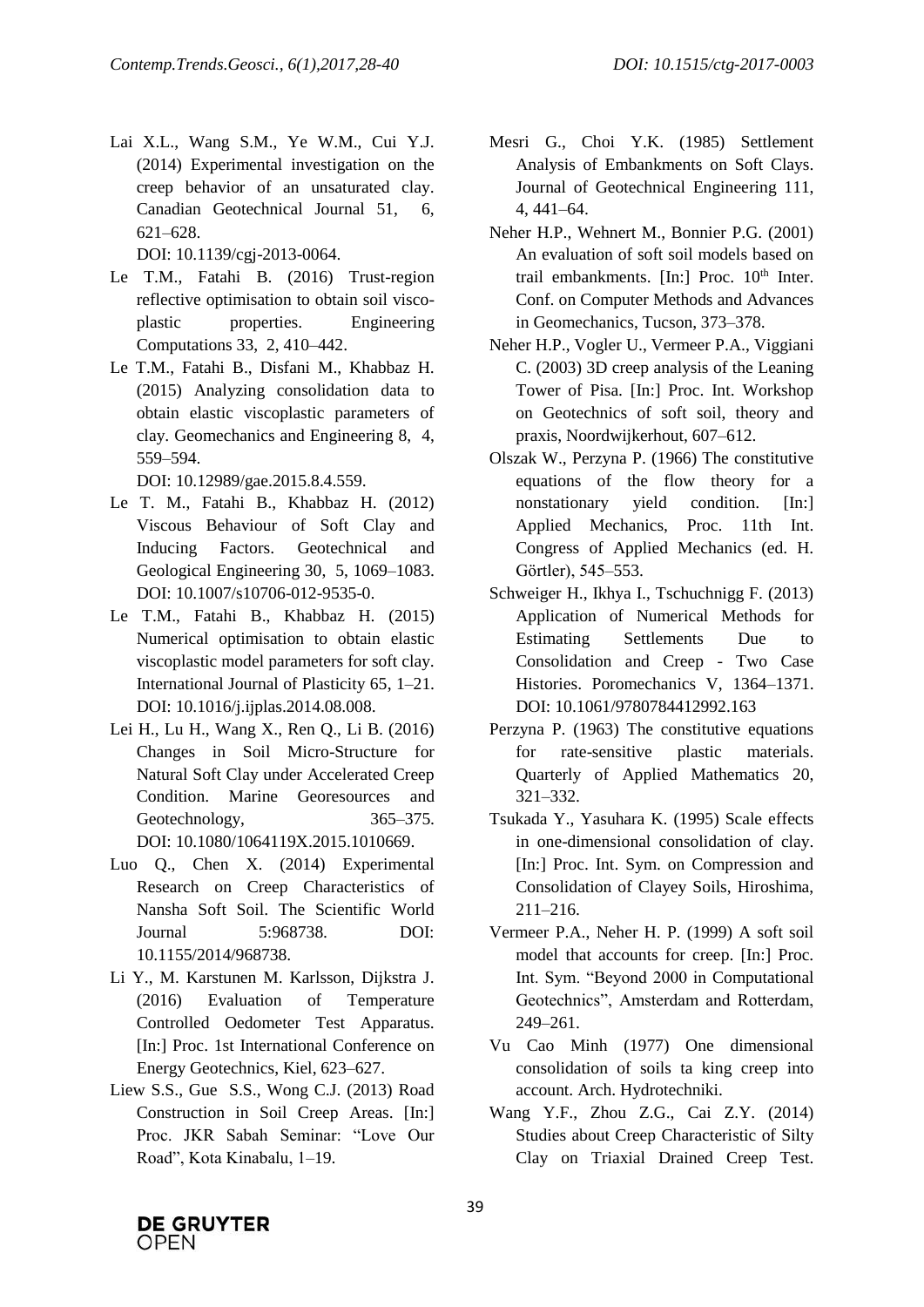Lai X.L., Wang S.M., Ye W.M., Cui Y.J. (2014) Experimental investigation on the creep behavior of an unsaturated clay. Canadian Geotechnical Journal 51, 6, 621–628. DOI: 10.1139/cgj-2013-0064.

Le T.M., Fatahi B. (2016) Trust-region reflective optimisation to obtain soil visco-plastic properties. Engineering Computations 33, 2, 410–442.

Le T.M., Fatahi B., Disfani M., Khabbaz H. (2015) Analyzing consolidation data to obtain elastic viscoplastic parameters of clay. Geomechanics and Engineering 8, 4, 559–594. DOI: 10.12989/gae.2015.8.4.559.

Le T. M., Fatahi B., Khabbaz H. (2012) Viscous Behaviour of Soft Clay and Inducing Factors. Geotechnical and Geological Engineering 30, 5, 1069–1083. DOI: 10.1007/s10706-012-9535-0.

Le T.M., Fatahi B., Khabbaz H. (2015) Numerical optimisation to obtain elastic viscoplastic model parameters for soft clay. International Journal of Plasticity 65, 1–21. DOI: 10.1016/j.ijplas.2014.08.008.

Lei H., Lu H., Wang X., Ren Q., Li B. (2016) Changes in Soil Micro-Structure for Natural Soft Clay under Accelerated Creep Condition. Marine Georesources and Geotechnology, 365–375. DOI: 10.1080/1064119X.2015.1010669.

Luo Q., Chen X. (2014) Experimental Research on Creep Characteristics of Nansha Soft Soil. The Scientific World Journal 5:968738. DOI: 10.1155/2014/968738.

Li Y., M. Karstunen M. Karlsson, Dijkstra J. (2016) Evaluation of Temperature Controlled Oedometer Test Apparatus. [In:] Proc. 1st International Conference on Energy Geotechnics, Kiel, 623–627.

Liew S.S., Gue S.S., Wong C.J. (2013) Road Construction in Soil Creep Areas. [In:] Proc. JKR Sabah Seminar: "Love Our Road", Kota Kinabalu, 1–19.

Mesri G., Choi Y.K. (1985) Settlement Analysis of Embankments on Soft Clays. Journal of Geotechnical Engineering 111, 4, 441–64.

Neher H.P., Wehnert M., Bonnier P.G. (2001) An evaluation of soft soil models based on trail embankments. [In:] Proc. 10th Inter. Conf. on Computer Methods and Advances in Geomechanics, Tucson, 373–378.

Neher H.P., Vogler U., Vermeer P.A., Viggiani C. (2003) 3D creep analysis of the Leaning Tower of Pisa. [In:] Proc. Int. Workshop on Geotechnics of soft soil, theory and praxis, Noordwijkerhout, 607–612.

Olszak W., Perzyna P. (1966) The constitutive equations of the flow theory for a nonstationary yield condition. [In:] Applied Mechanics, Proc. 11th Int. Congress of Applied Mechanics (ed. H. Görtler), 545–553.

Schweiger H., Ikhya I., Tschuchnigg F. (2013) Application of Numerical Methods for Estimating Settlements Due to Consolidation and Creep - Two Case Histories. Poromechanics V, 1364–1371. DOI: 10.1061/9780784412992.163

Perzyna P. (1963) The constitutive equations for rate-sensitive plastic materials. Quarterly of Applied Mathematics 20, 321–332.

Tsukada Y., Yasuhara K. (1995) Scale effects in one-dimensional consolidation of clay. [In:] Proc. Int. Sym. on Compression and Consolidation of Clayey Soils, Hiroshima, 211–216.

Vermeer P.A., Neher H. P. (1999) A soft soil model that accounts for creep. [In:] Proc. Int. Sym. "Beyond 2000 in Computational Geotechnics", Amsterdam and Rotterdam, 249–261.

Vu Cao Minh (1977) One dimensional consolidation of soils ta king creep into account. Arch. Hydrotechniki.

Wang Y.F., Zhou Z.G., Cai Z.Y. (2014) Studies about Creep Characteristic of Silty Clay on Triaxial Drained Creep Test.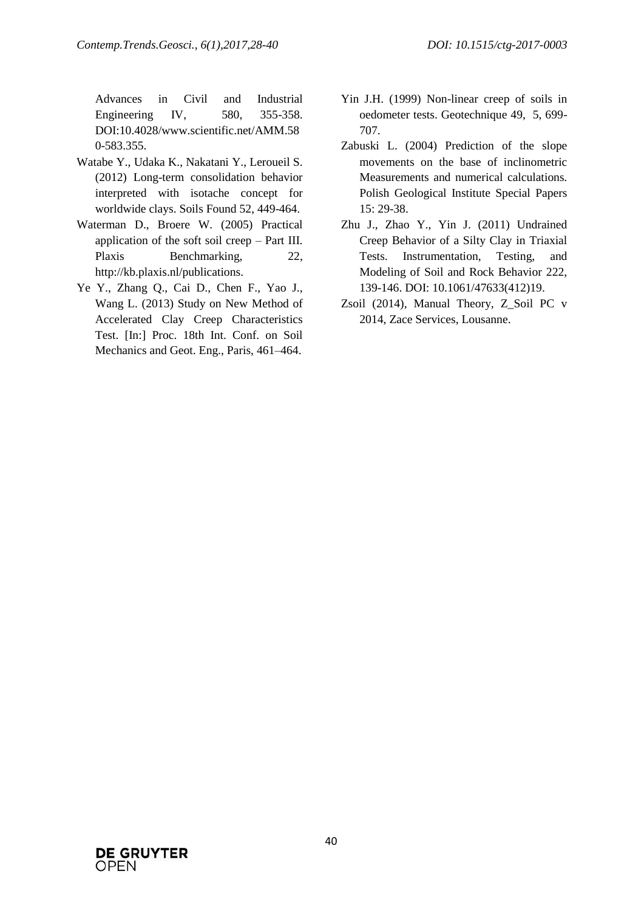Advances in Civil and Industrial Engineering IV, 580, 355-358. DOI:10.4028/www.scientific.net/AMM.580-583.355.

Watabe Y., Udaka K., Nakatani Y., Leroueil S. (2012) Long-term consolidation behavior interpreted with isotache concept for worldwide clays. Soils Found 52, 449-464.

Waterman D., Broere W. (2005) Practical application of the soft soil creep – Part III. Plaxis Benchmarking, 22, http://kb.plaxis.nl/publications.

Ye Y., Zhang Q., Cai D., Chen F., Yao J., Wang L. (2013) Study on New Method of Accelerated Clay Creep Characteristics Test. [In:] Proc. 18th Int. Conf. on Soil Mechanics and Geot. Eng., Paris, 461–464.

Yin J.H. (1999) Non-linear creep of soils in oedometer tests. Geotechnique 49, 5, 699-707.

Zabuski L. (2004) Prediction of the slope movements on the base of inclinometric Measurements and numerical calculations. Polish Geological Institute Special Papers 15: 29-38.

Zhu J., Zhao Y., Yin J. (2011) Undrained Creep Behavior of a Silty Clay in Triaxial Tests. Instrumentation, Testing, and Modeling of Soil and Rock Behavior 222, 139-146. DOI: 10.1061/47633(412)19.

Zsoil (2014), Manual Theory, Z_Soil PC v 2014, Zace Services, Lousanne.